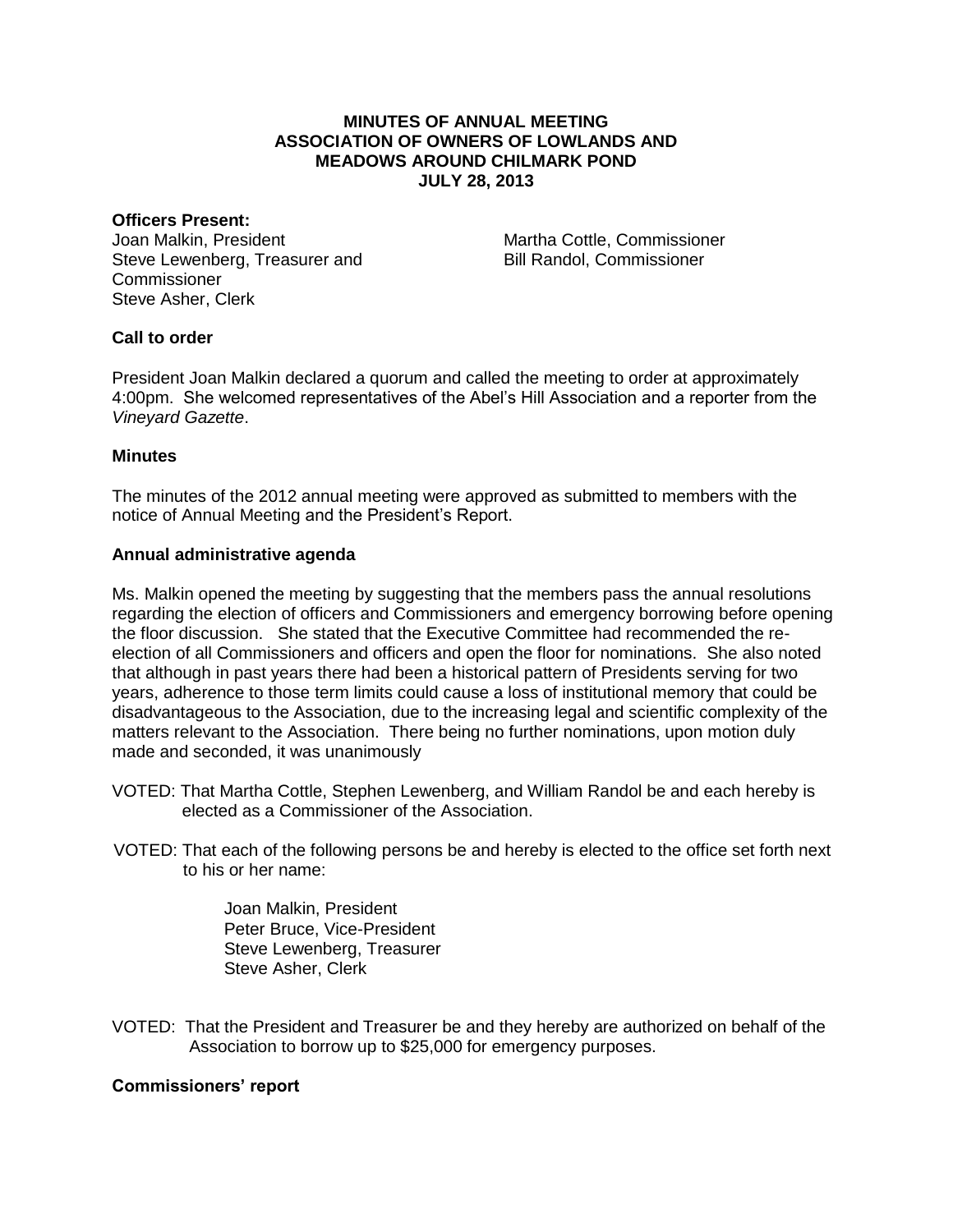# MINUTES OF ANNUAL MEETING
# ASSOCIATION OF OWNERS OF LOWLANDS AND MEADOWS AROUND CHILMARK POND
# JULY 28, 2013

**Officers Present:**

Joan Malkin, President
Steve Lewenberg, Treasurer and Commissioner
Steve Asher, Clerk
Martha Cottle, Commissioner
Bill Randol, Commissioner

**Call to order**

President Joan Malkin declared a quorum and called the meeting to order at approximately 4:00pm. She welcomed representatives of the Abel's Hill Association and a reporter from the *Vineyard Gazette*.

**Minutes**

The minutes of the 2012 annual meeting were approved as submitted to members with the notice of Annual Meeting and the President's Report.

**Annual administrative agenda**

Ms. Malkin opened the meeting by suggesting that the members pass the annual resolutions regarding the election of officers and Commissioners and emergency borrowing before opening the floor discussion. She stated that the Executive Committee had recommended the re-election of all Commissioners and officers and open the floor for nominations. She also noted that although in past years there had been a historical pattern of Presidents serving for two years, adherence to those term limits could cause a loss of institutional memory that could be disadvantageous to the Association, due to the increasing legal and scientific complexity of the matters relevant to the Association. There being no further nominations, upon motion duly made and seconded, it was unanimously

VOTED: That Martha Cottle, Stephen Lewenberg, and William Randol be and each hereby is elected as a Commissioner of the Association.

VOTED: That each of the following persons be and hereby is elected to the office set forth next to his or her name:

Joan Malkin, President
Peter Bruce, Vice-President
Steve Lewenberg, Treasurer
Steve Asher, Clerk

VOTED: That the President and Treasurer be and they hereby are authorized on behalf of the Association to borrow up to $25,000 for emergency purposes.

**Commissioners' report**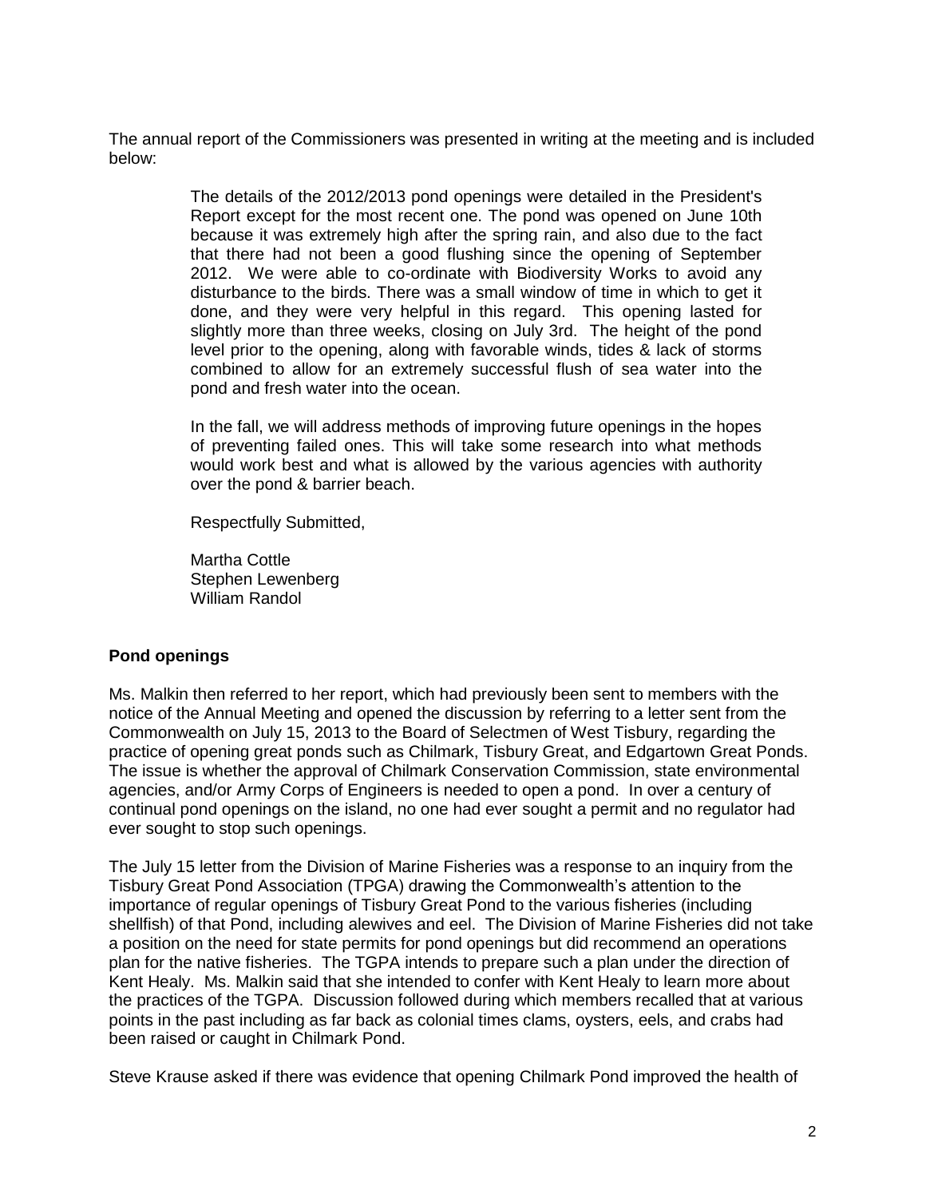The annual report of the Commissioners was presented in writing at the meeting and is included below:

> The details of the 2012/2013 pond openings were detailed in the President's Report except for the most recent one. The pond was opened on June 10th because it was extremely high after the spring rain, and also due to the fact that there had not been a good flushing since the opening of September 2012. We were able to co-ordinate with Biodiversity Works to avoid any disturbance to the birds. There was a small window of time in which to get it done, and they were very helpful in this regard. This opening lasted for slightly more than three weeks, closing on July 3rd. The height of the pond level prior to the opening, along with favorable winds, tides & lack of storms combined to allow for an extremely successful flush of sea water into the pond and fresh water into the ocean.
>
> In the fall, we will address methods of improving future openings in the hopes of preventing failed ones. This will take some research into what methods would work best and what is allowed by the various agencies with authority over the pond & barrier beach.
>
> Respectfully Submitted,
>
> Martha Cottle
> Stephen Lewenberg
> William Randol

**Pond openings**

Ms. Malkin then referred to her report, which had previously been sent to members with the notice of the Annual Meeting and opened the discussion by referring to a letter sent from the Commonwealth on July 15, 2013 to the Board of Selectmen of West Tisbury, regarding the practice of opening great ponds such as Chilmark, Tisbury Great, and Edgartown Great Ponds. The issue is whether the approval of Chilmark Conservation Commission, state environmental agencies, and/or Army Corps of Engineers is needed to open a pond. In over a century of continual pond openings on the island, no one had ever sought a permit and no regulator had ever sought to stop such openings.

The July 15 letter from the Division of Marine Fisheries was a response to an inquiry from the Tisbury Great Pond Association (TPGA) drawing the Commonwealth's attention to the importance of regular openings of Tisbury Great Pond to the various fisheries (including shellfish) of that Pond, including alewives and eel. The Division of Marine Fisheries did not take a position on the need for state permits for pond openings but did recommend an operations plan for the native fisheries. The TGPA intends to prepare such a plan under the direction of Kent Healy. Ms. Malkin said that she intended to confer with Kent Healy to learn more about the practices of the TGPA. Discussion followed during which members recalled that at various points in the past including as far back as colonial times clams, oysters, eels, and crabs had been raised or caught in Chilmark Pond.

Steve Krause asked if there was evidence that opening Chilmark Pond improved the health of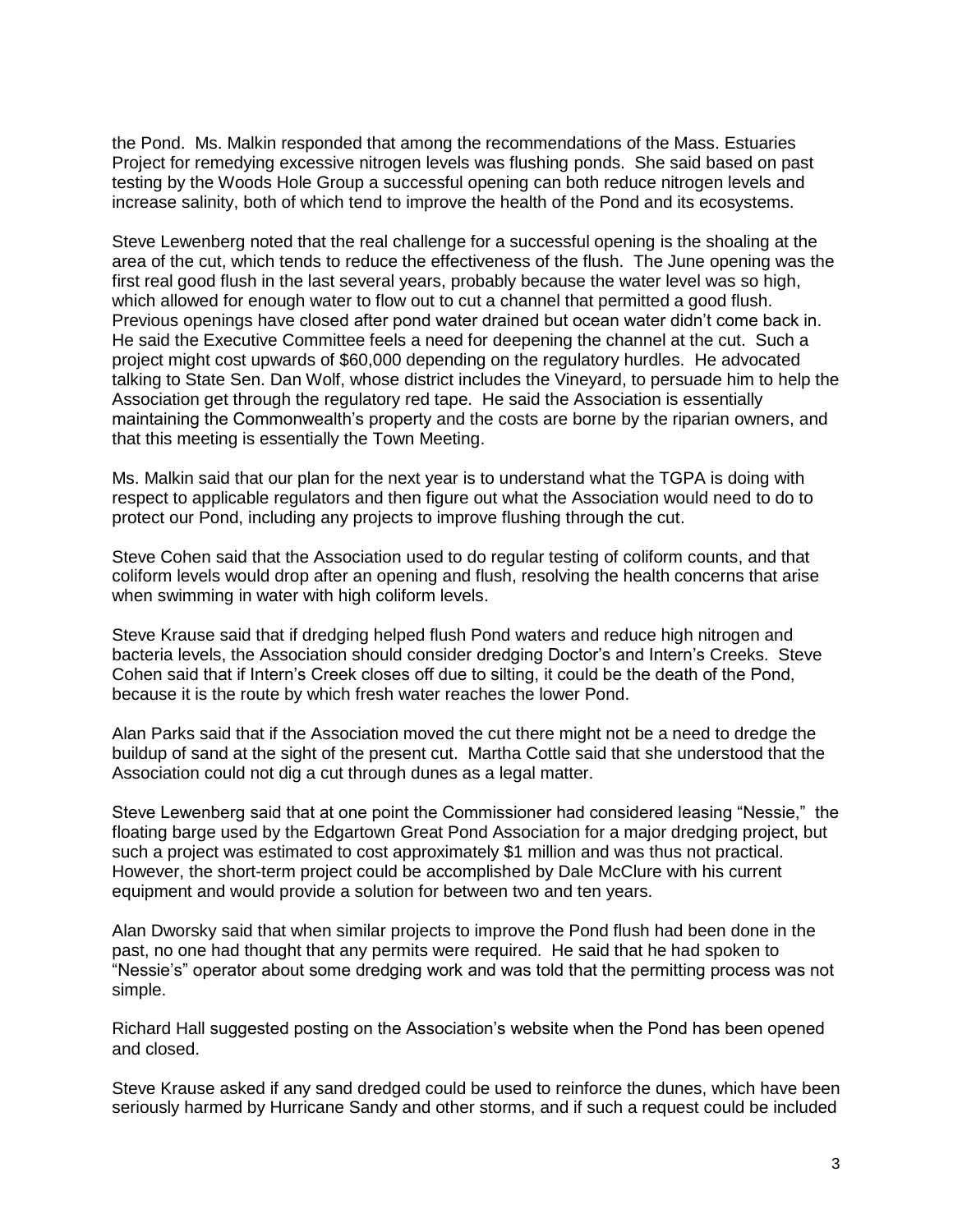the Pond. Ms. Malkin responded that among the recommendations of the Mass. Estuaries Project for remedying excessive nitrogen levels was flushing ponds. She said based on past testing by the Woods Hole Group a successful opening can both reduce nitrogen levels and increase salinity, both of which tend to improve the health of the Pond and its ecosystems.

Steve Lewenberg noted that the real challenge for a successful opening is the shoaling at the area of the cut, which tends to reduce the effectiveness of the flush. The June opening was the first real good flush in the last several years, probably because the water level was so high, which allowed for enough water to flow out to cut a channel that permitted a good flush. Previous openings have closed after pond water drained but ocean water didn't come back in. He said the Executive Committee feels a need for deepening the channel at the cut. Such a project might cost upwards of $60,000 depending on the regulatory hurdles. He advocated talking to State Sen. Dan Wolf, whose district includes the Vineyard, to persuade him to help the Association get through the regulatory red tape. He said the Association is essentially maintaining the Commonwealth's property and the costs are borne by the riparian owners, and that this meeting is essentially the Town Meeting.

Ms. Malkin said that our plan for the next year is to understand what the TGPA is doing with respect to applicable regulators and then figure out what the Association would need to do to protect our Pond, including any projects to improve flushing through the cut.

Steve Cohen said that the Association used to do regular testing of coliform counts, and that coliform levels would drop after an opening and flush, resolving the health concerns that arise when swimming in water with high coliform levels.

Steve Krause said that if dredging helped flush Pond waters and reduce high nitrogen and bacteria levels, the Association should consider dredging Doctor's and Intern's Creeks. Steve Cohen said that if Intern's Creek closes off due to silting, it could be the death of the Pond, because it is the route by which fresh water reaches the lower Pond.

Alan Parks said that if the Association moved the cut there might not be a need to dredge the buildup of sand at the sight of the present cut. Martha Cottle said that she understood that the Association could not dig a cut through dunes as a legal matter.

Steve Lewenberg said that at one point the Commissioner had considered leasing "Nessie," the floating barge used by the Edgartown Great Pond Association for a major dredging project, but such a project was estimated to cost approximately $1 million and was thus not practical. However, the short-term project could be accomplished by Dale McClure with his current equipment and would provide a solution for between two and ten years.

Alan Dworsky said that when similar projects to improve the Pond flush had been done in the past, no one had thought that any permits were required. He said that he had spoken to "Nessie's" operator about some dredging work and was told that the permitting process was not simple.

Richard Hall suggested posting on the Association's website when the Pond has been opened and closed.

Steve Krause asked if any sand dredged could be used to reinforce the dunes, which have been seriously harmed by Hurricane Sandy and other storms, and if such a request could be included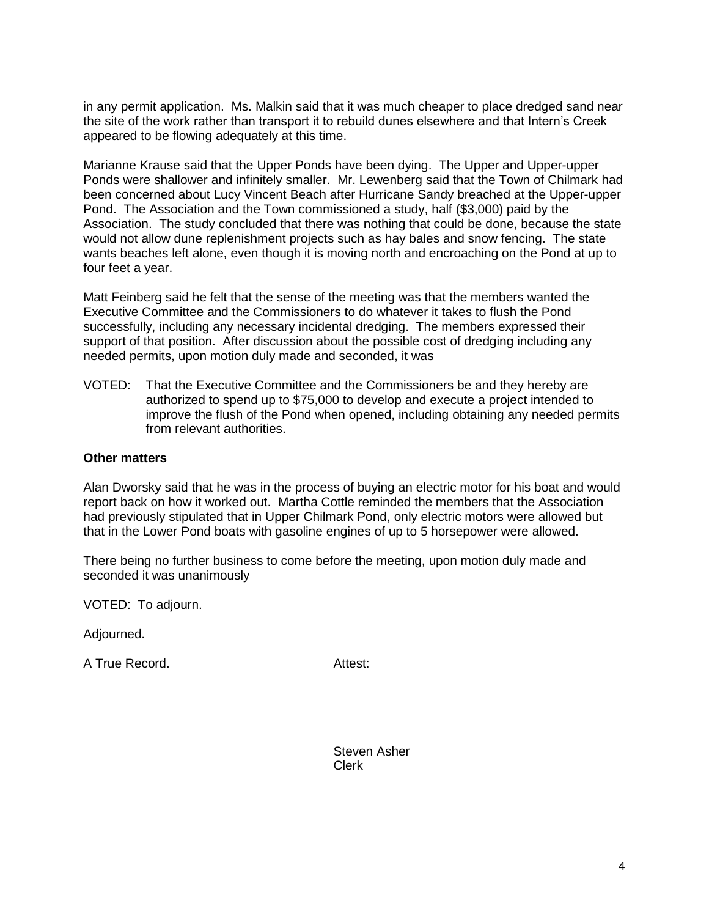in any permit application. Ms. Malkin said that it was much cheaper to place dredged sand near the site of the work rather than transport it to rebuild dunes elsewhere and that Intern's Creek appeared to be flowing adequately at this time.

Marianne Krause said that the Upper Ponds have been dying. The Upper and Upper-upper Ponds were shallower and infinitely smaller. Mr. Lewenberg said that the Town of Chilmark had been concerned about Lucy Vincent Beach after Hurricane Sandy breached at the Upper-upper Pond. The Association and the Town commissioned a study, half ($3,000) paid by the Association. The study concluded that there was nothing that could be done, because the state would not allow dune replenishment projects such as hay bales and snow fencing. The state wants beaches left alone, even though it is moving north and encroaching on the Pond at up to four feet a year.

Matt Feinberg said he felt that the sense of the meeting was that the members wanted the Executive Committee and the Commissioners to do whatever it takes to flush the Pond successfully, including any necessary incidental dredging. The members expressed their support of that position. After discussion about the possible cost of dredging including any needed permits, upon motion duly made and seconded, it was

VOTED: That the Executive Committee and the Commissioners be and they hereby are authorized to spend up to $75,000 to develop and execute a project intended to improve the flush of the Pond when opened, including obtaining any needed permits from relevant authorities.

**Other matters**

Alan Dworsky said that he was in the process of buying an electric motor for his boat and would report back on how it worked out. Martha Cottle reminded the members that the Association had previously stipulated that in Upper Chilmark Pond, only electric motors were allowed but that in the Lower Pond boats with gasoline engines of up to 5 horsepower were allowed.

There being no further business to come before the meeting, upon motion duly made and seconded it was unanimously

VOTED: To adjourn.

Adjourned.

A True Record. Attest:

Steven Asher
Clerk